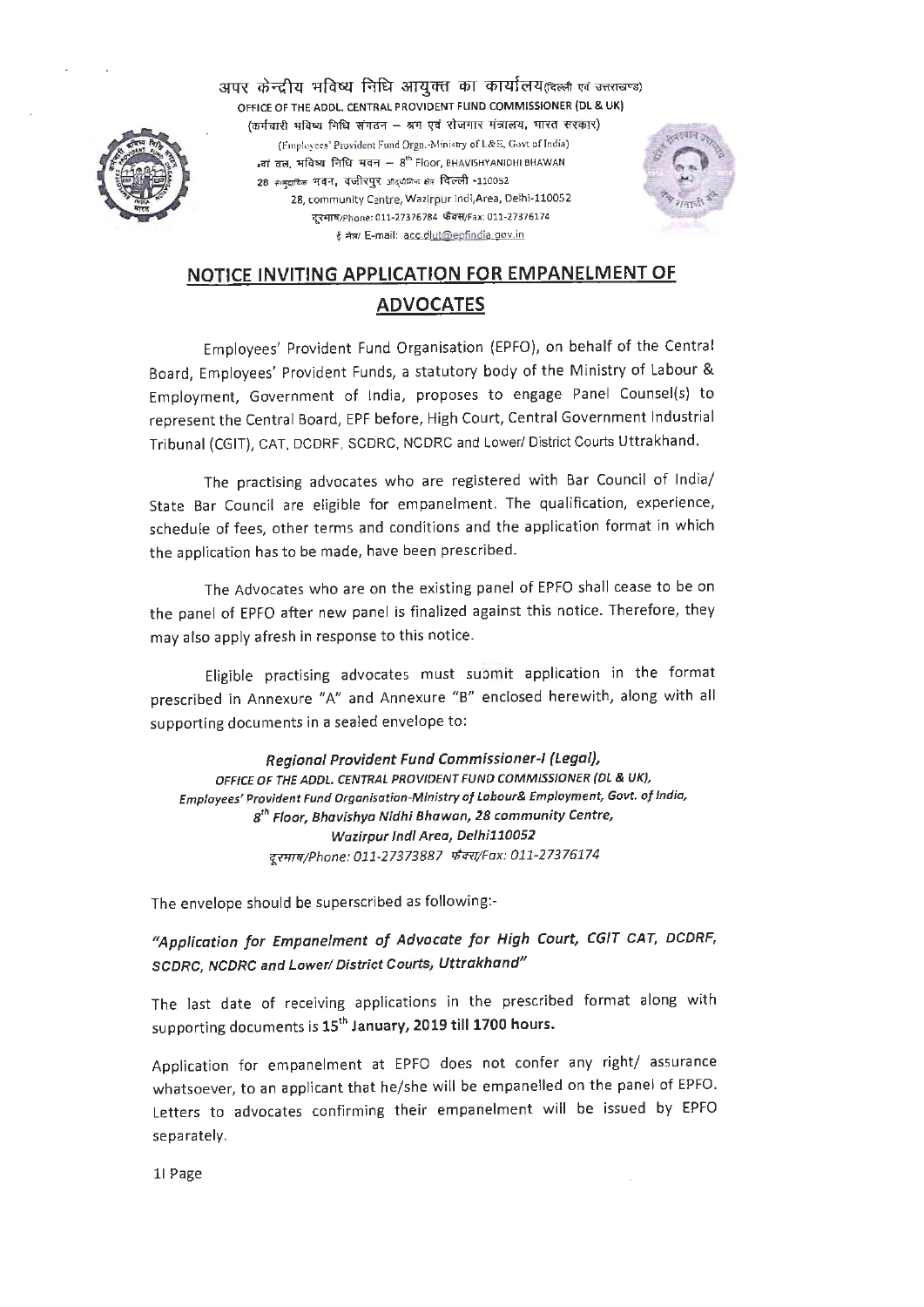अपर केन्द्रीय भविष्य निधि आयुक्त का कार्यालय(दिल्ली एवं उत्तराखण्ड)
OFFICE OF THE ADDL. CENTRAL PROVIDENT FUND COMMISSIONER (DL & UK)
(कर्मचारी भविष्य निधि संगठन – श्रम एवं रोजगार मंत्रालय, भारत सरकार)
(Employees' Provident Fund Orgn.-Ministry of L&E, Govt of India)
8वां तल, भविष्य निधि भवन – 8th Floor, BHAVISHYANIDHI BHAWAN
28 सामुदायिक भवन, वजीरपुर औद्योगिक क्षेत्र दिल्ली -110052
28, community Centre, Wazirpur Indl,Area, Delhi-110052
दूरभाष/Phone: 011-27376784 फैक्स/Fax: 011-27376174
ई मेल/ E-mail: acc.dlut@epfindia.gov.in

## NOTICE INVITING APPLICATION FOR EMPANELMENT OF ADVOCATES

Employees' Provident Fund Organisation (EPFO), on behalf of the Central Board, Employees' Provident Funds, a statutory body of the Ministry of Labour & Employment, Government of India, proposes to engage Panel Counsel(s) to represent the Central Board, EPF before, High Court, Central Government Industrial Tribunal (CGIT), CAT, DCDRF, SCDRC, NCDRC and Lower/ District Courts Uttrakhand.

The practising advocates who are registered with Bar Council of India/ State Bar Council are eligible for empanelment. The qualification, experience, schedule of fees, other terms and conditions and the application format in which the application has to be made, have been prescribed.

The Advocates who are on the existing panel of EPFO shall cease to be on the panel of EPFO after new panel is finalized against this notice. Therefore, they may also apply afresh in response to this notice.

Eligible practising advocates must submit application in the format prescribed in Annexure "A" and Annexure "B" enclosed herewith, along with all supporting documents in a sealed envelope to:

***Regional Provident Fund Commissioner-I (Legal),***
*OFFICE OF THE ADDL. CENTRAL PROVIDENT FUND COMMISSIONER (DL & UK),*
*Employees' Provident Fund Organisation-Ministry of Labour& Employment, Govt. of India,*
*8th Floor, Bhavishya Nidhi Bhawan, 28 community Centre,*
*Wazirpur Indl Area, Delhi110052*
*दूरभाष/Phone: 011-27373887 फैक्स/Fax: 011-27376174*

The envelope should be superscribed as following:-

***"Application for Empanelment of Advocate for High Court, CGIT CAT, DCDRF, SCDRC, NCDRC and Lower/ District Courts, Uttrakhand"***

The last date of receiving applications in the prescribed format along with supporting documents is **15th January, 2019 till 1700 hours.**

Application for empanelment at EPFO does not confer any right/ assurance whatsoever, to an applicant that he/she will be empanelled on the panel of EPFO. Letters to advocates confirming their empanelment will be issued by EPFO separately.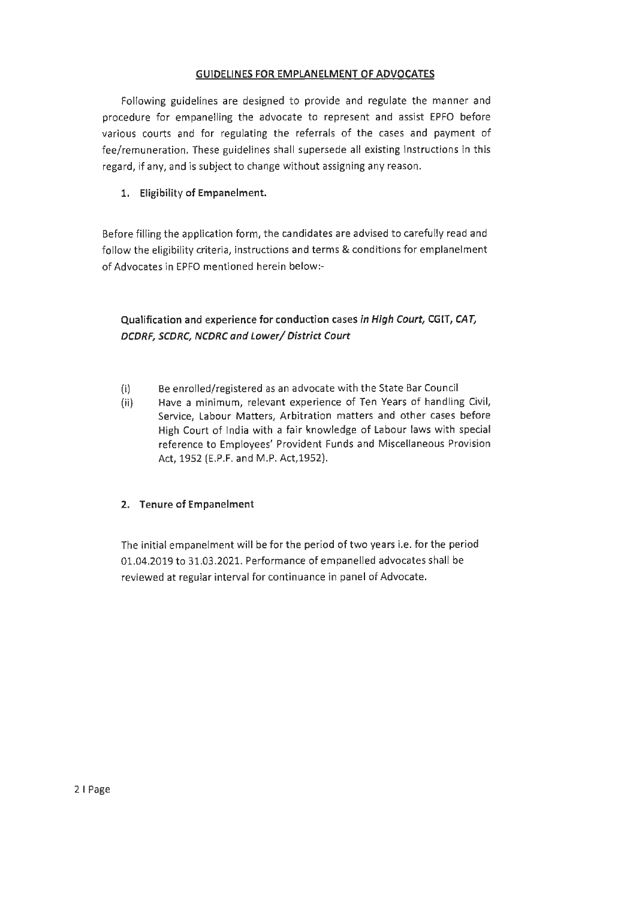## GUIDELINES FOR EMPLANELMENT OF ADVOCATES

Following guidelines are designed to provide and regulate the manner and procedure for empanelling the advocate to represent and assist EPFO before various courts and for regulating the referrals of the cases and payment of fee/remuneration. These guidelines shall supersede all existing instructions in this regard, if any, and is subject to change without assigning any reason.

### 1. Eligibility of Empanelment.

Before filling the application form, the candidates are advised to carefully read and follow the eligibility criteria, instructions and terms & conditions for emplanelment of Advocates in EPFO mentioned herein below:-

**Qualification and experience for conduction cases *in High Court,* CGIT, *CAT, DCDRF, SCDRC, NCDRC and Lower/ District Court***

(i) Be enrolled/registered as an advocate with the State Bar Council

(ii) Have a minimum, relevant experience of Ten Years of handling Civil, Service, Labour Matters, Arbitration matters and other cases before High Court of India with a fair knowledge of Labour laws with special reference to Employees' Provident Funds and Miscellaneous Provision Act, 1952 (E.P.F. and M.P. Act,1952).

### 2. Tenure of Empanelment

The initial empanelment will be for the period of two years i.e. for the period 01.04.2019 to 31.03.2021. Performance of empanelled advocates shall be reviewed at regular interval for continuance in panel of Advocate.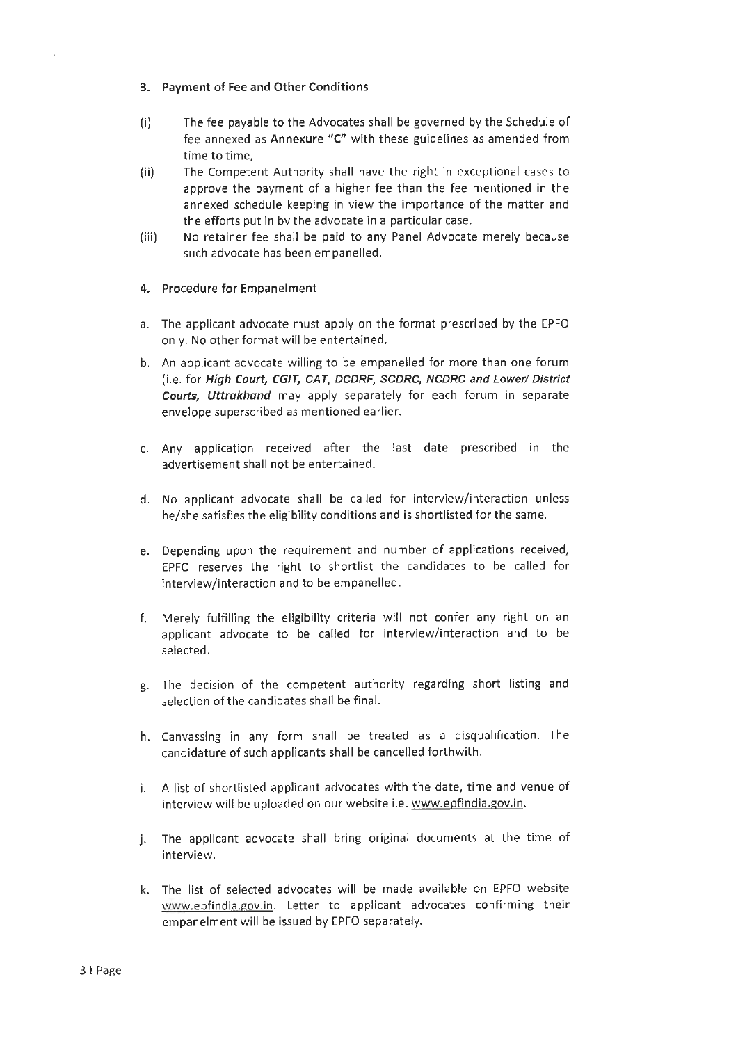## 3. Payment of Fee and Other Conditions

(i) The fee payable to the Advocates shall be governed by the Schedule of fee annexed as **Annexure "C"** with these guidelines as amended from time to time,

(ii) The Competent Authority shall have the right in exceptional cases to approve the payment of a higher fee than the fee mentioned in the annexed schedule keeping in view the importance of the matter and the efforts put in by the advocate in a particular case.

(iii) No retainer fee shall be paid to any Panel Advocate merely because such advocate has been empanelled.

## 4. Procedure for Empanelment

a. The applicant advocate must apply on the format prescribed by the EPFO only. No other format will be entertained.

b. An applicant advocate willing to be empanelled for more than one forum (i.e. for ***High Court, CGIT, CAT, DCDRF, SCDRC, NCDRC and Lower/ District Courts, Uttrakhand*** may apply separately for each forum in separate envelope superscribed as mentioned earlier.

c. Any application received after the last date prescribed in the advertisement shall not be entertained.

d. No applicant advocate shall be called for interview/interaction unless he/she satisfies the eligibility conditions and is shortlisted for the same.

e. Depending upon the requirement and number of applications received, EPFO reserves the right to shortlist the candidates to be called for interview/interaction and to be empanelled.

f. Merely fulfilling the eligibility criteria will not confer any right on an applicant advocate to be called for interview/interaction and to be selected.

g. The decision of the competent authority regarding short listing and selection of the candidates shall be final.

h. Canvassing in any form shall be treated as a disqualification. The candidature of such applicants shall be cancelled forthwith.

i. A list of shortlisted applicant advocates with the date, time and venue of interview will be uploaded on our website i.e. www.epfindia.gov.in.

j. The applicant advocate shall bring original documents at the time of interview.

k. The list of selected advocates will be made available on EPFO website www.epfindia.gov.in. Letter to applicant advocates confirming their empanelment will be issued by EPFO separately.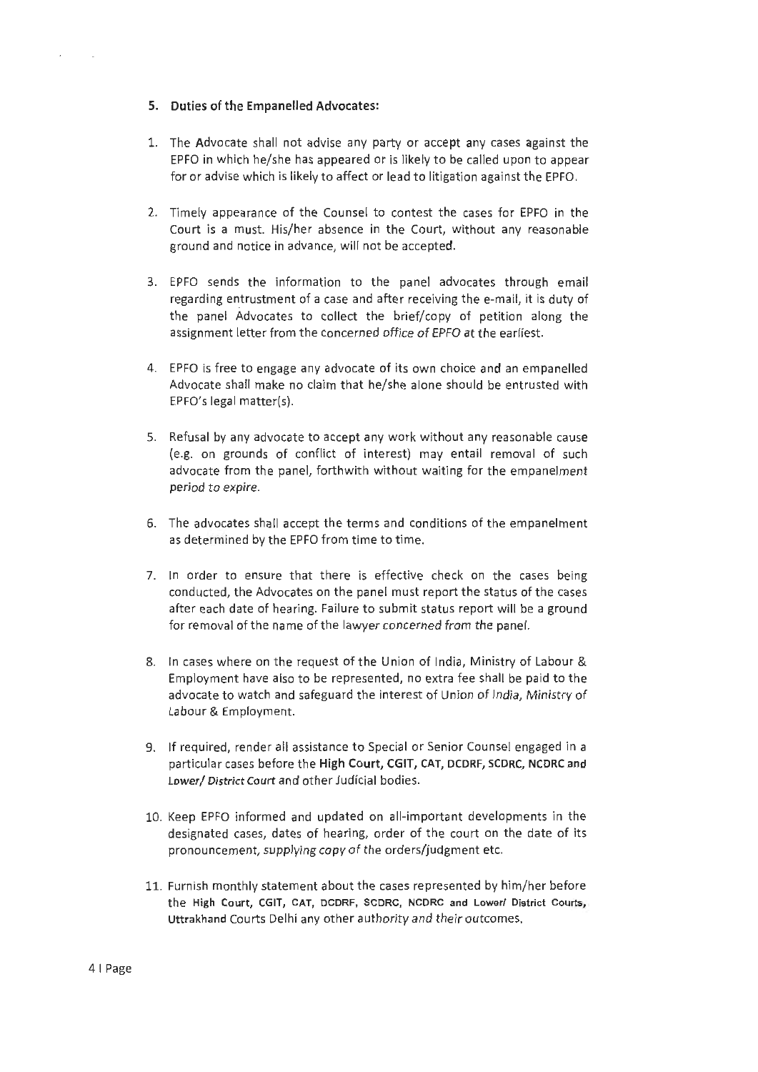## 5. Duties of the Empanelled Advocates:

1. The Advocate shall not advise any party or accept any cases against the EPFO in which he/she has appeared or is likely to be called upon to appear for or advise which is likely to affect or lead to litigation against the EPFO.

2. Timely appearance of the Counsel to contest the cases for EPFO in the Court is a must. His/her absence in the Court, without any reasonable ground and notice in advance, will not be accepted.

3. EPFO sends the information to the panel advocates through email regarding entrustment of a case and after receiving the e-mail, it is duty of the panel Advocates to collect the brief/copy of petition along the assignment letter from the concerned office of EPFO at the earliest.

4. EPFO is free to engage any advocate of its own choice and an empanelled Advocate shall make no claim that he/she alone should be entrusted with EPFO's legal matter(s).

5. Refusal by any advocate to accept any work without any reasonable cause (e.g. on grounds of conflict of interest) may entail removal of such advocate from the panel, forthwith without waiting for the empanelment period to expire.

6. The advocates shall accept the terms and conditions of the empanelment as determined by the EPFO from time to time.

7. In order to ensure that there is effective check on the cases being conducted, the Advocates on the panel must report the status of the cases after each date of hearing. Failure to submit status report will be a ground for removal of the name of the lawyer concerned from the panel.

8. In cases where on the request of the Union of India, Ministry of Labour & Employment have also to be represented, no extra fee shall be paid to the advocate to watch and safeguard the interest of Union of India, Ministry of Labour & Employment.

9. If required, render all assistance to Special or Senior Counsel engaged in a particular cases before the **High Court, CGIT, CAT, DCDRF, SCDRC, NCDRC and Lower/ District Court** and other Judicial bodies.

10. Keep EPFO informed and updated on all-important developments in the designated cases, dates of hearing, order of the court on the date of its pronouncement, supplying copy of the orders/judgment etc.

11. Furnish monthly statement about the cases represented by him/her before the **High Court, CGIT, CAT, DCDRF, SCDRC, NCDRC and Lower/ District Courts, Uttrakhand** Courts Delhi any other authority and their outcomes.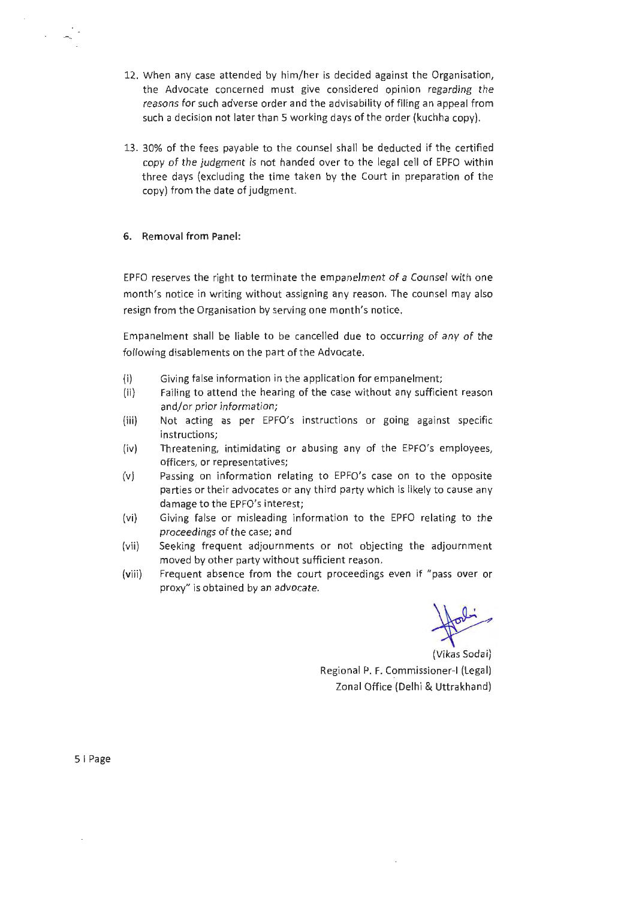12. When any case attended by him/her is decided against the Organisation, the Advocate concerned must give considered opinion regarding the reasons for such adverse order and the advisability of filing an appeal from such a decision not later than 5 working days of the order (kuchha copy).

13. 30% of the fees payable to the counsel shall be deducted if the certified copy of the judgment is not handed over to the legal cell of EPFO within three days (excluding the time taken by the Court in preparation of the copy) from the date of judgment.

**6. Removal from Panel:**

EPFO reserves the right to terminate the empanelment of a Counsel with one month's notice in writing without assigning any reason. The counsel may also resign from the Organisation by serving one month's notice.

Empanelment shall be liable to be cancelled due to occurring of any of the following disablements on the part of the Advocate.

(i) Giving false information in the application for empanelment;
(ii) Failing to attend the hearing of the case without any sufficient reason and/or prior information;
(iii) Not acting as per EPFO's instructions or going against specific instructions;
(iv) Threatening, intimidating or abusing any of the EPFO's employees, officers, or representatives;
(v) Passing on information relating to EPFO's case on to the opposite parties or their advocates or any third party which is likely to cause any damage to the EPFO's interest;
(vi) Giving false or misleading information to the EPFO relating to the proceedings of the case; and
(vii) Seeking frequent adjournments or not objecting the adjournment moved by other party without sufficient reason.
(viii) Frequent absence from the court proceedings even if "pass over or proxy" is obtained by an advocate.

(Vikas Sodai)
Regional P. F. Commissioner-I (Legal)
Zonal Office (Delhi & Uttrakhand)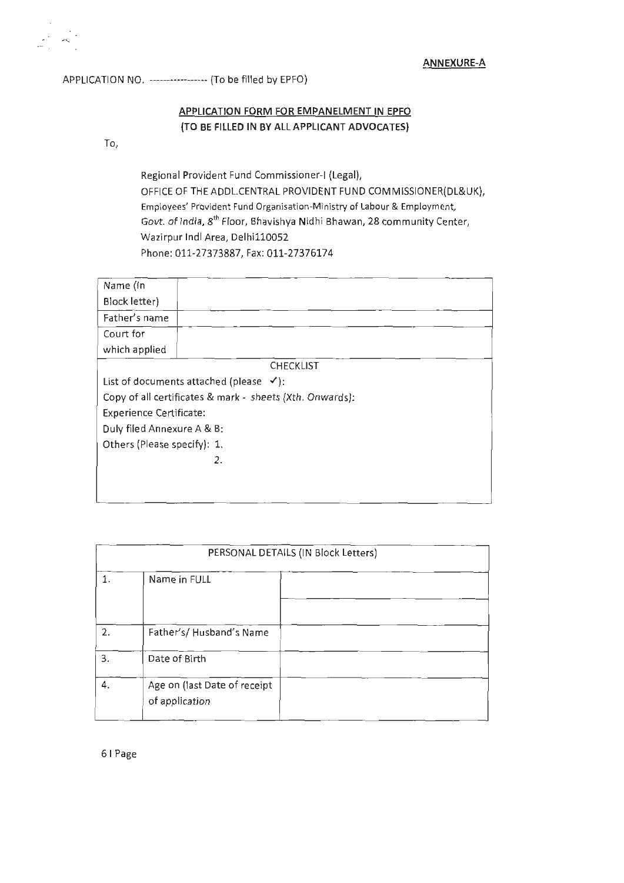**ANNEXURE-A**

APPLICATION NO. ---------------- (To be filled by EPFO)

**APPLICATION FORM FOR EMPANELMENT IN EPFO**
**(TO BE FILLED IN BY ALL APPLICANT ADVOCATES)**

To,

Regional Provident Fund Commissioner-I (Legal),
OFFICE OF THE ADDL.CENTRAL PROVIDENT FUND COMMISSIONER(DL&UK),
Employees' Provident Fund Organisation-Ministry of Labour & Employment,
Govt. of India, 8th Floor, Bhavishya Nidhi Bhawan, 28 community Center,
Wazirpur Indl Area, Delhi110052
Phone: 011-27373887, Fax: 011-27376174

| Name (In Block letter) | |
|---|---|
| Father's name | |
| Court for which applied | |
| CHECKLIST | |
| List of documents attached (please ✓): | |
| Copy of all certificates & mark - *sheets (Xth. Onwards)*: | |
| Experience Certificate: | |
| Duly filed Annexure A & B: | |
| Others (Please specify): 1. | |
| 2. | |

| PERSONAL DETAILS (IN Block Letters) | | |
|---|---|---|
| 1. | Name in FULL | |
| | | |
| 2. | Father's/ Husband's Name | |
| 3. | Date of Birth | |
| 4. | Age on (last Date of receipt of application | |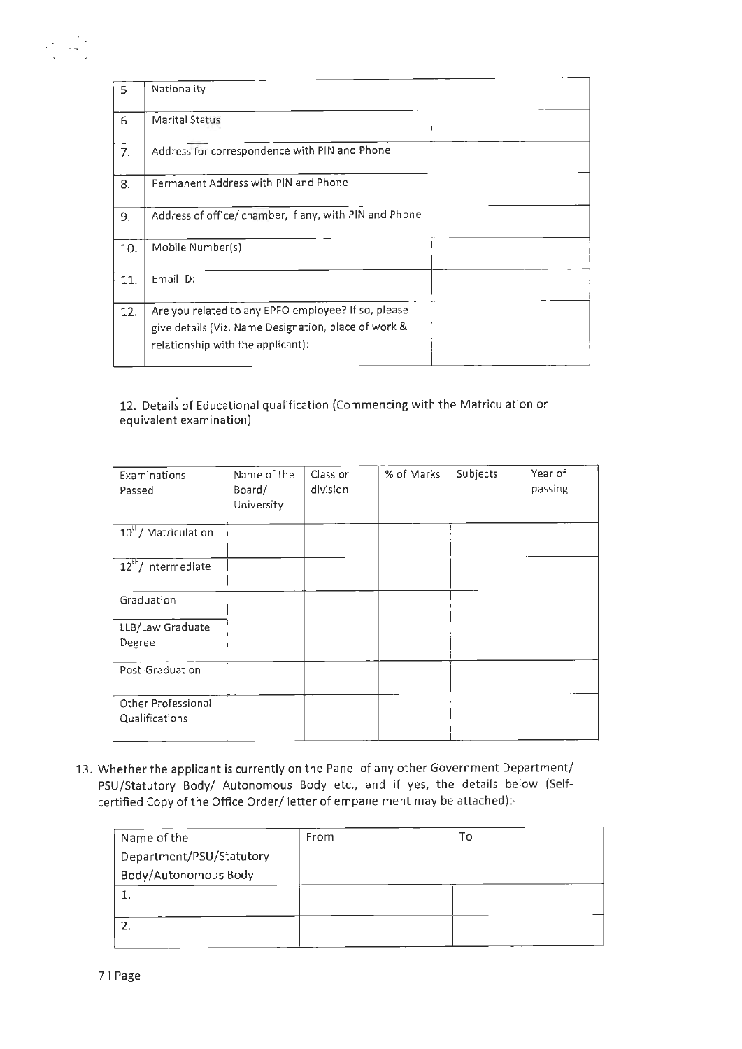| 5. | Nationality | |
|---|---|---|
| 6. | Marital Status | |
| 7. | Address for correspondence with PIN and Phone | |
| 8. | Permanent Address with PIN and Phone | |
| 9. | Address of office/ chamber, if any, with PIN and Phone | |
| 10. | Mobile Number(s) | |
| 11. | Email ID: | |
| 12. | Are you related to any EPFO employee? If so, please give details (Viz. Name Designation, place of work & relationship with the applicant): | |

12. Details of Educational qualification (Commencing with the Matriculation or equivalent examination)

| Examinations Passed | Name of the Board/ University | Class or division | % of Marks | Subjects | Year of passing |
|---|---|---|---|---|---|
| 10th/ Matriculation | | | | | |
| 12th/ Intermediate | | | | | |
| Graduation | | | | | |
| LLB/Law Graduate Degree | | | | | |
| Post-Graduation | | | | | |
| Other Professional Qualifications | | | | | |

13. Whether the applicant is currently on the Panel of any other Government Department/ PSU/Statutory Body/ Autonomous Body etc., and if yes, the details below (Self-certified Copy of the Office Order/ letter of empanelment may be attached):-

| Name of the Department/PSU/Statutory Body/Autonomous Body | From | To |
|---|---|---|
| 1. | | |
| 2. | | |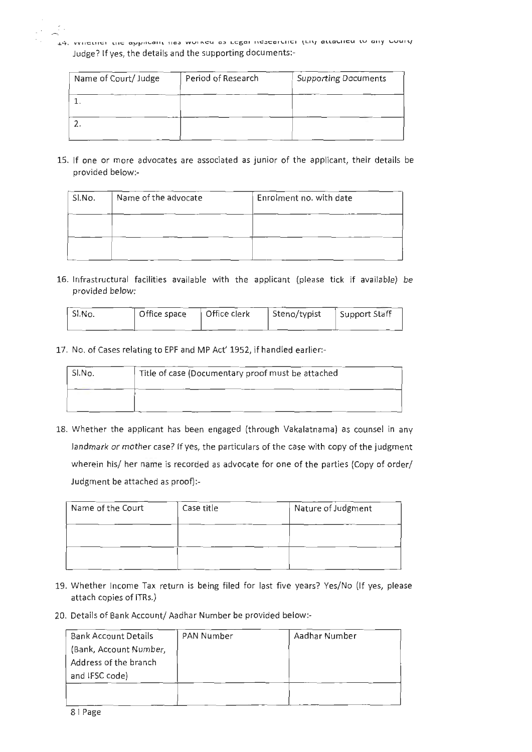14. Whether the applicant has worked as Legal Researcher (LR) attached to any Court/ Judge? If yes, the details and the supporting documents:-

| Name of Court/ Judge | Period of Research | Supporting Documents |
|---|---|---|
| 1. | | |
| 2. | | |

15. If one or more advocates are associated as junior of the applicant, their details be provided below:-

| Sl.No. | Name of the advocate | Enrolment no. with date |
|---|---|---|
| | | |
| | | |

16. Infrastructural facilities available with the applicant (please tick if available) be provided below:

| Sl.No. | Office space | Office clerk | Steno/typist | Support Staff |
|---|---|---|---|---|

17. No. of Cases relating to EPF and MP Act' 1952, if handled earlier:-

| Sl.No. | Title of case (Documentary proof must be attached |
|---|---|
| | |

18. Whether the applicant has been engaged (through Vakalatnama) as counsel in any landmark or mother case? If yes, the particulars of the case with copy of the judgment wherein his/ her name is recorded as advocate for one of the parties (Copy of order/ Judgment be attached as proof):-

| Name of the Court | Case title | Nature of Judgment |
|---|---|---|
| | | |
| | | |

19. Whether Income Tax return is being filed for last five years? Yes/No (If yes, please attach copies of ITRs.)

20. Details of Bank Account/ Aadhar Number be provided below:-

| Bank Account Details (Bank, Account Number, Address of the branch and IFSC code) | PAN Number | Aadhar Number |
|---|---|---|
| | | |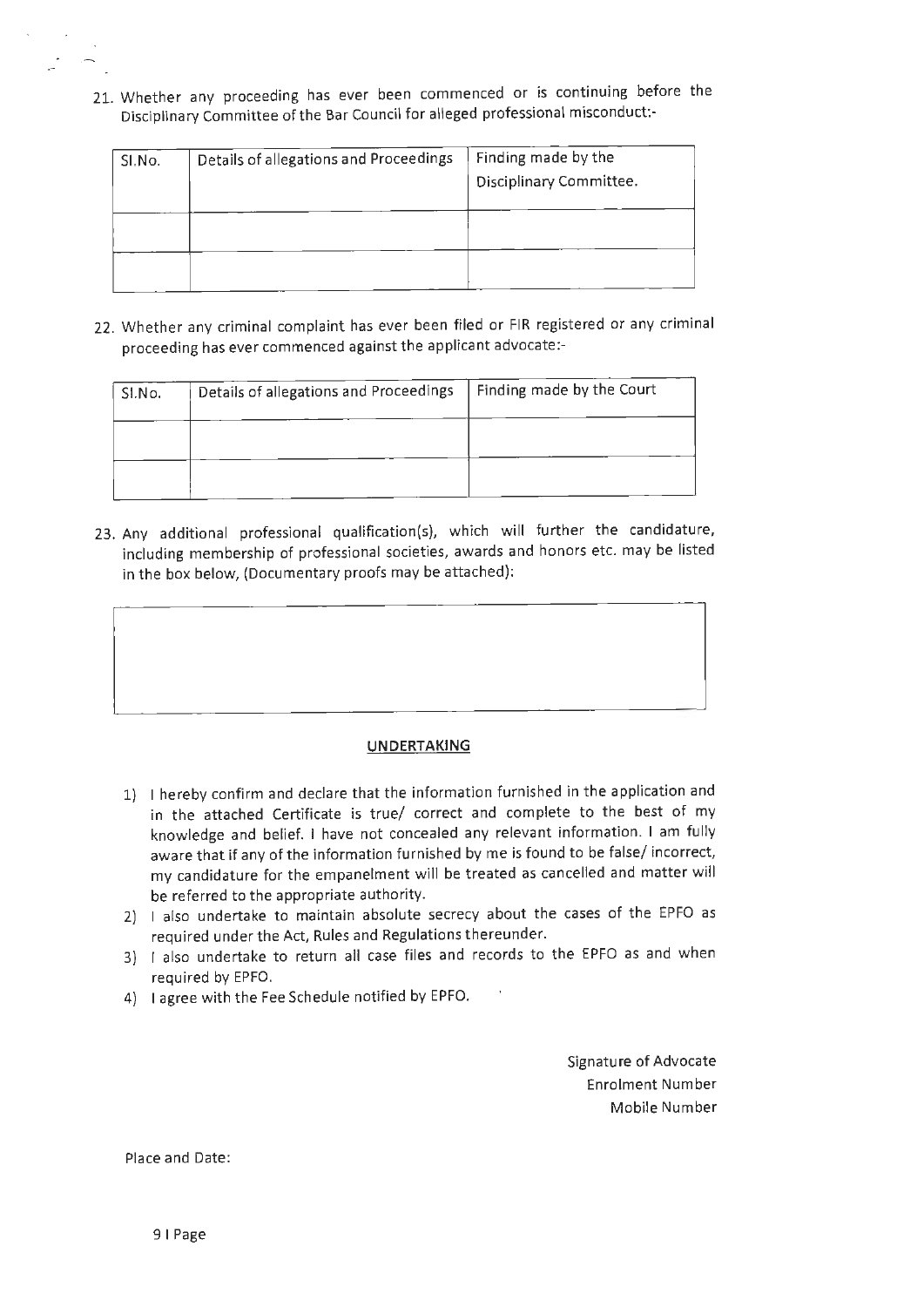21. Whether any proceeding has ever been commenced or is continuing before the Disciplinary Committee of the Bar Council for alleged professional misconduct:-

| Sl.No. | Details of allegations and Proceedings | Finding made by the Disciplinary Committee. |
|---|---|---|
| | | |
| | | |

22. Whether any criminal complaint has ever been filed or FIR registered or any criminal proceeding has ever commenced against the applicant advocate:-

| Sl.No. | Details of allegations and Proceedings | Finding made by the Court |
|---|---|---|
| | | |
| | | |

23. Any additional professional qualification(s), which will further the candidature, including membership of professional societies, awards and honors etc. may be listed in the box below, (Documentary proofs may be attached):

| |
|---|
| |

## UNDERTAKING

1) I hereby confirm and declare that the information furnished in the application and in the attached Certificate is true/ correct and complete to the best of my knowledge and belief. I have not concealed any relevant information. I am fully aware that if any of the information furnished by me is found to be false/ incorrect, my candidature for the empanelment will be treated as cancelled and matter will be referred to the appropriate authority.
2) I also undertake to maintain absolute secrecy about the cases of the EPFO as required under the Act, Rules and Regulations thereunder.
3) I also undertake to return all case files and records to the EPFO as and when required by EPFO.
4) I agree with the Fee Schedule notified by EPFO.

Signature of Advocate
Enrolment Number
Mobile Number

Place and Date: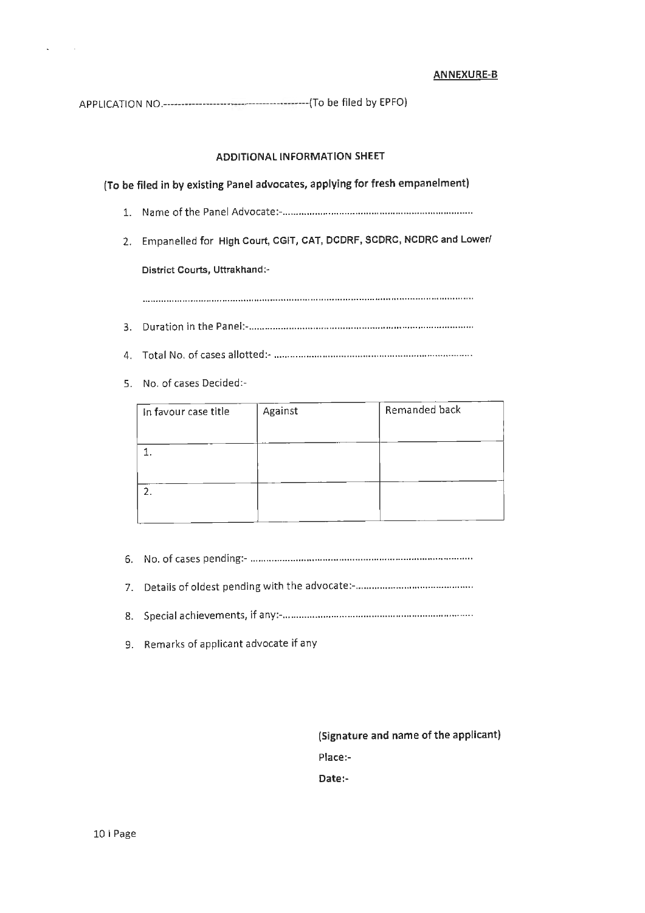**ANNEXURE-B**

APPLICATION NO.------------------------------------------(To be filed by EPFO)

### ADDITIONAL INFORMATION SHEET

**(To be filed in by existing Panel advocates, applying for fresh empanelment)**

1. Name of the Panel Advocate:-.......................................................................
2. Empanelled for **High Court, CGIT, CAT, DCDRF, SCDRC, NCDRC and Lower/ District Courts, Uttrakhand**:-

   ...................................................................................................................
3. Duration in the Panel:-.................................................................................
4. Total No. of cases allotted:- .........................................................................
5. No. of cases Decided:-

| In favour case title | Against | Remanded back |
|---|---|---|
| 1. | | |
| 2. | | |

6. No. of cases pending:- ..................................................................................
7. Details of oldest pending with the advocate:-..........................................
8. Special achievements, if any:-.......................................................................
9. Remarks of applicant advocate if any

**(Signature and name of the applicant)**

**Place:-**

**Date:-**